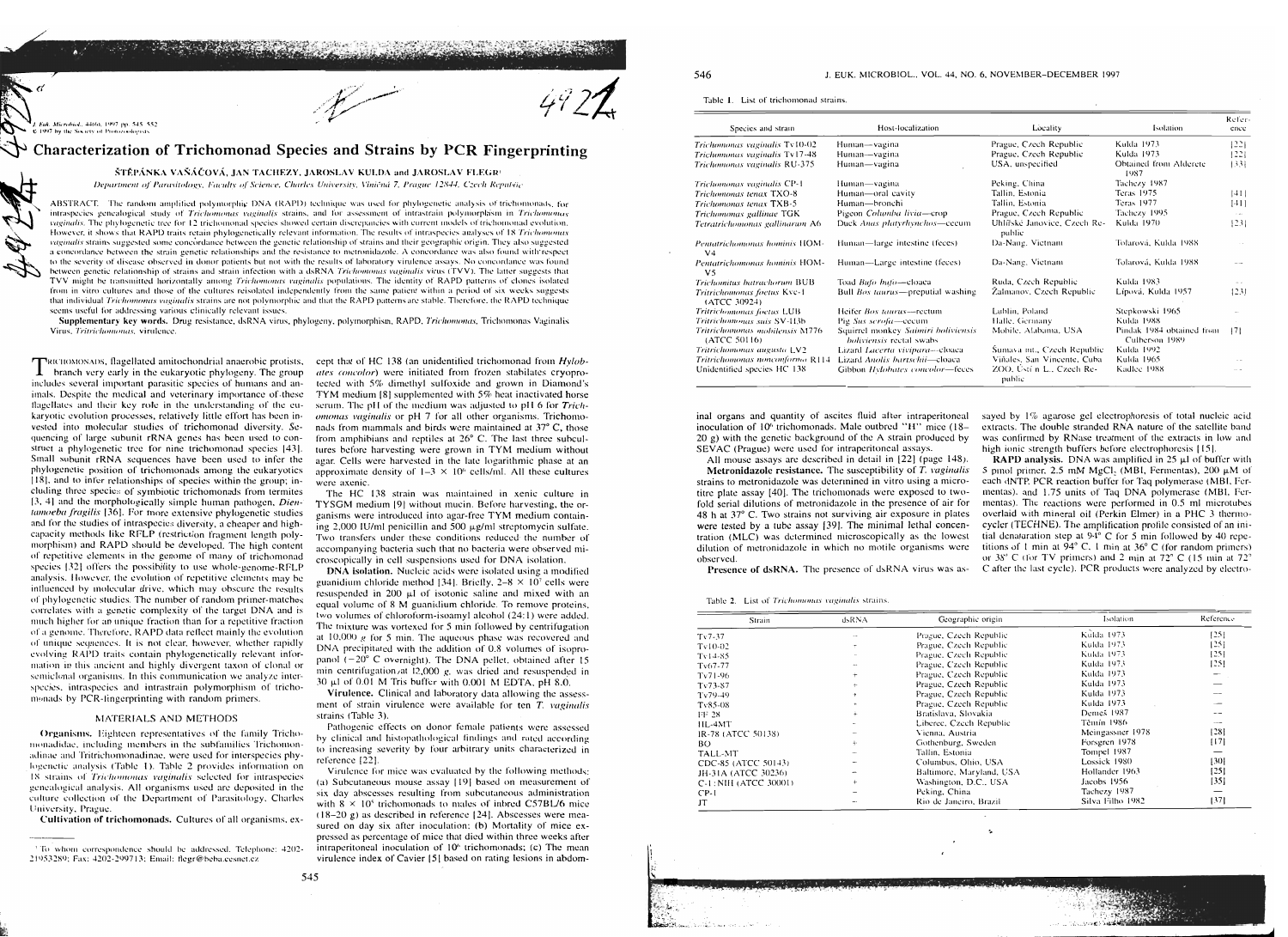# Characterization of Trichomonad Species and Strains by PCR Fingerprinting

ŠTĚPÁNKA VAŇÁČOVÁ, JAN TACHEZY, JAROSLAV KULDA and JAROSLAV FLEGR[1]

*Department of Parasitology, Faculty of Science, Charles University, Viničná 7, Prague 12844, Czech Republic*

ABSTRACT. The random amplified polymorphic DNA (RAPD) technique was used for phylogenetic analysis of trichomonads, for intraspecies genealogical study of *Trichomonas vaginalis* strains, and for assessment of intrastrain polymorphism in *Trichomonas vaginalis*. The phylogenetic tree for 12 trichomonad species showed certain discrepancies with current models of trichomonad evolution. However, it shows that RAPD traits retain phylogenetically relevant information. The results of intraspecies analyses of 18 *Trichomonas vaginalis* strains suggested some concordance between the genetic relationship of strains and their geographic origin. They also suggested a concordance between the strain genetic relationships and the resistance to metronidazole. A concordance was also found with respect to the severity of disease observed in donor patients but not with the results of laboratory virulence assays. No concordance was found between genetic relationship of strains and strain infection with a dsRNA *Trichomonas vaginalis* virus (TVV). The latter suggests that TVV might be transmitted horizontally among *Trichomonas vaginalis* populations. The identity of RAPD patterns of clones isolated from in vitro cultures and those of the cultures reisolated independently from the same patient within a period of six weeks suggests that individual *Trichomonas vaginalis* strains are not polymorphic and that the RAPD patterns are stable. Therefore, the RAPD technique seems useful for addressing various clinically relevant issues.

**Supplementary key words.** Drug resistance, dsRNA virus, phylogeny, polymorphism, RAPD, *Trichomonas*, Trichomonas Vaginalis Virus, *Tritrichomonas*, virulence.

TRICHOMONADS, flagellated amitochondrial anaerobic protists, branch very early in the eukaryotic phylogeny. The group includes several important parasitic species of humans and animals. Despite the medical and veterinary importance of these flagellates and their key role in the understanding of the eukaryotic evolution processes, relatively little effort has been invested into molecular studies of trichomonad diversity. Sequencing of large subunit rRNA genes has been used to construct a phylogenetic tree for nine trichomonad species [43]. Small subunit rRNA sequences have been used to infer the phylogenetic position of trichomonads among the eukaryotics [18], and to infer relationships of species within the group; including three species of symbiotic trichomonads from termites [3, 4] and the morphologically simple human pathogen, *Dientamoeba fragilis* [36]. For more extensive phylogenetic studies and for the studies of intraspecies diversity, a cheaper and high-capacity methods like RFLP (restriction fragment length polymorphism) and RAPD should be developed. The high content of repetitive elements in the genome of many of trichomonad species [32] offers the possibility to use whole-genome-RFLP analysis. However, the evolution of repetitive elements may be influenced by molecular drive, which may obscure the results of phylogenetic studies. The number of random primer-matches correlates with a genetic complexity of the target DNA and is much higher for an unique fraction than for a repetitive fraction of a genome. Therefore, RAPD data reflect mainly the evolution of unique sequences. It is not clear, however, whether rapidly evolving RAPD traits contain phylogenetically relevant information in this ancient and highly divergent taxon of clonal or semiclonal organisms. In this communication we analyze interspecies, intraspecies and intrastrain polymorphism of trichomonads by PCR-fingerprinting with random primers.

## MATERIALS AND METHODS

**Organisms.** Eighteen representatives of the family Trichomonadidae, including members in the subfamilies Trichomonadinae and Tritrichomonadinae, were used for interspecies phylogenetic analysis (Table 1). Table 2 provides information on 18 strains of *Trichomonas vaginalis* selected for intraspecies genealogical analysis. All organisms used are deposited in the culture collection of the Department of Parasitology, Charles University, Prague.

**Cultivation of trichomonads.** Cultures of all organisms, except that of HC 138 (an unidentified trichomonad from *Hylobates concolor*) were initiated from frozen stabilates cryoprotected with 5% dimethyl sulfoxide and grown in Diamond's TYM medium [8] supplemented with 5% heat inactivated horse serum. The pH of the medium was adjusted to pH 6 for *Trichomonas vaginalis* or pH 7 for all other organisms. Trichomonads from mammals and birds were maintained at 37° C, those from amphibians and reptiles at 26° C. The last three subcultures before harvesting were grown in TYM medium without agar. Cells were harvested in the late logarithmic phase at an approximate density of 1–3 × $10^6$ cells/ml. All these cultures were axenic.

The HC 138 strain was maintained in xenic culture in TYSGM medium [9] without mucin. Before harvesting, the organisms were introduced into agar-free TYM medium containing 2,000 IU/ml penicillin and 500 μg/ml streptomycin sulfate. Two transfers under these conditions reduced the number of accompanying bacteria such that no bacteria were observed microscopically in cell suspensions used for DNA isolation.

**DNA isolation.** Nucleic acids were isolated using a modified guanidium chloride method [34]. Briefly, 2–8 × $10^7$ cells were resuspended in 200 μl of isotonic saline and mixed with an equal volume of 8 M guanidium chloride. To remove proteins, two volumes of chloroform-isoamyl alcohol (24:1) were added. The mixture was vortexed for 5 min followed by centrifugation at 10,000 *g* for 5 min. The aqueous phase was recovered and DNA precipitated with the addition of 0.8 volumes of isopropanol (−20° C overnight). The DNA pellet, obtained after 15 min centrifugation at 12,000 *g*, was dried and resuspended in 30 μl of 0.01 M Tris buffer with 0.001 M EDTA, pH 8.0.

**Virulence.** Clinical and laboratory data allowing the assessment of strain virulence were available for ten *T. vaginalis* strains (Table 3).

Pathogenic effects on donor female patients were assessed by clinical and histopathological findings and rated according to increasing severity by four arbitrary units characterized in reference [22].

Virulence for mice was evaluated by the following methods: (a) Subcutaneous mouse assay [19] based on measurement of six day abscesses resulting from subcutaneous administration with 8 × $10^6$ trichomonads to males of inbred C57BL/6 mice (18–20 g) as described in reference [24]. Abscesses were measured on day six after inoculation; (b) Mortality of mice expressed as percentage of mice that died within three weeks after intraperitoneal inoculation of $10^6$ trichomonads; (c) The mean virulence index of Cavier [5] based on rating lesions in abdominal organs and quantity of ascites fluid after intraperitoneal inoculation of $10^6$ trichomonads. Male outbred "H" mice (18–20 g) with the genetic background of the A strain produced by SEVAC (Prague) were used for intraperitoneal assays.

All mouse assays are described in detail in [22] (page 148).

**Metronidazole resistance.** The susceptibility of *T. vaginalis* strains to metronidazole was determined in vitro using a microtitre plate assay [40]. The trichomonads were exposed to two-fold serial dilutions of metronidazole in the presence of air for 48 h at 37° C. Two strains not surviving air exposure in plates were tested by a tube assay [39]. The minimal lethal concentration (MLC) was determined microscopically as the lowest dilution of metronidazole in which no motile organisms were observed.

**Presence of dsRNA.** The presence of dsRNA virus was assayed by 1% agarose gel electrophoresis of total nucleic acid extracts. The double stranded RNA nature of the satellite band was confirmed by RNase treatment of the extracts in low and high ionic strength buffers before electrophoresis [15].

**RAPD analysis.** DNA was amplified in 25 μl of buffer with 5 pmol primer, 2.5 mM $MgCl_2$ (MBI, Fermentas), 200 μM of each dNTP, PCR reaction buffer for Taq polymerase (MBI, Fermentas), and 1.75 units of Taq DNA polymerase (MBI, Fermentas). The reactions were performed in 0.5 ml microtubes overlaid with mineral oil (Perkin Elmer) in a PHC 3 thermocycler (TECHNE). The amplification profile consisted of an initial denaturation step at 94° C for 5 min followed by 40 repetitions of 1 min at 94° C, 1 min at 36° C (for random primers) or 38° C (for TV primers) and 2 min at 72° C (15 min at 72° C after the last cycle). PCR products were analyzed by electro-

[1] To whom correspondence should be addressed. Telephone: 4202-21953289; Fax: 4202-299713; Email: flegr@beba.cesnet.cz

Table 1. List of trichomonad strains.

| Species and strain | Host-localization | Locality | Isolation | Reference |
|---|---|---|---|---|
| *Trichomonas vaginalis* Tv10-02 | Human—vagina | Prague, Czech Republic | Kulda 1973 | [22] |
| *Trichomonas vaginalis* Tv17-48 | Human—vagina | Prague, Czech Republic | Kulda 1973 | [22] |
| *Trichomonas vaginalis* RU-375 | Human—vagina | USA, unspecified | Obtained from Alderete 1987 | [33] |
| *Trichomonas vaginalis* CP-1 | Human—vagina | Peking, China | Tachezy 1987 | |
| *Trichomonas tenax* TXO-8 | Human—oral cavity | Tallin, Estonia | Teras 1975 | [41] |
| *Trichomonas tenax* TXB-5 | Human—bronchi | Tallin, Estonia | Teras 1977 | [41] |
| *Trichomonas gallinae* TGK | Pigeon *Columba livia*—crop | Prague, Czech Republic | Tachezy 1995 | — |
| *Tetratrichomonas gallinarum* A6 | Duck *Anas platyrhynchos*—cecum | Uhlířské Janovice, Czech Republic | Kulda 1970 | [23] |
| *Pentatrichomonas hominis* HOM-V4 | Human—large intestine (feces) | Da-Nang, Vietnam | Tolarová, Kulda 1988 | — |
| *Pentatrichomonas hominis* HOM-V5 | Human—Large intestine (feces) | Da-Nang, Vietnam | Tolarová, Kulda 1988 | — |
| *Trichomitus batrachorum* BUB | Toad *Bufo bufo*—cloaca | Ruda, Czech Republic | Kulda 1983 | — |
| *Tritrichomonas foetus* Kvc-1 (ATCC 30924) | Bull *Bos taurus*—preputial washing | Žalmanov, Czech Republic | Lípová, Kulda 1957 | [23] |
| *Tritrichomonas foetus* LUB | Heifer *Bos taurus*—rectum | Lublin, Poland | Stepkowski 1965 | — |
| *Tritrichomonas suis* SV-113b | Pig *Sus scrofa*—cecum | Halle, Germany | Kulda 1988 | — |
| *Tritrichomonas mobilensis* M776 (ATCC 50116) | Squirrel monkey *Saimiri boliviensis boliviensis* rectal swabs | Mobile, Alabama, USA | Pindak 1984 obtained from Culberson 1989 | [7] |
| *Tritrichomonas augusta* LV2 | Lizard *Lacerta vivipara*—cloaca | Šumava mt., Czech Republic | Kulda 1992 | — |
| *Tritrichomonas nonconforma* R114 | Lizard *Anolis bartschii*—cloaca | Viñales, San Vincente, Cuba | Kulda 1965 | — |
| Unidentified species HC 138 | Gibbon *Hylobates concolor*—feces | ZOO, Ústí n L., Czech Republic | Kadlec 1988 | — |

Table 2. List of *Trichomonas vaginalis* strains.

| Strain | dsRNA | Geographic origin | Isolation | Reference |
|---|---|---|---|---|
| Tv7-37 | − | Prague, Czech Republic | Kulda 1973 | [25] |
| Tv10-02 | − | Prague, Czech Republic | Kulda 1973 | [25] |
| Tv14-85 | − | Prague, Czech Republic | Kulda 1973 | [25] |
| Tv67-77 | − | Prague, Czech Republic | Kulda 1973 | [25] |
| Tv71-96 | + | Prague, Czech Republic | Kulda 1973 | — |
| Tv73-87 | + | Prague, Czech Republic | Kulda 1973 | — |
| Tv79-49 | + | Prague, Czech Republic | Kulda 1973 | — |
| Tv85-08 | + | Prague, Czech Republic | Kulda 1973 | — |
| FF 28 | + | Bratislava, Slovakia | Demeš 1987 | — |
| HL-4MT | − | Liberec, Czech Republic | Těmín 1986 | — |
| IR-78 (ATCC 50138) | − | Vienna, Austria | Meingassner 1978 | [28] |
| BO | + | Gothenburg, Sweden | Forsgren 1978 | [17] |
| TALL-MT | − | Tallin, Estonia | Tompel 1987 | — |
| CDC-85 (ATCC 50143) | − | Columbus, Ohio, USA | Lossick 1980 | [30] |
| JH-31A (ATCC 30236) | − | Baltimore, Maryland, USA | Hollander 1963 | [25] |
| C-1:NIH (ATCC 30001) | + | Washington, D.C., USA | Jacobs 1956 | [35] |
| CP-1 | − | Peking, China | Tachezy 1987 | — |
| JT | − | Rio de Janeiro, Brazil | Silva Filho 1982 | [37] |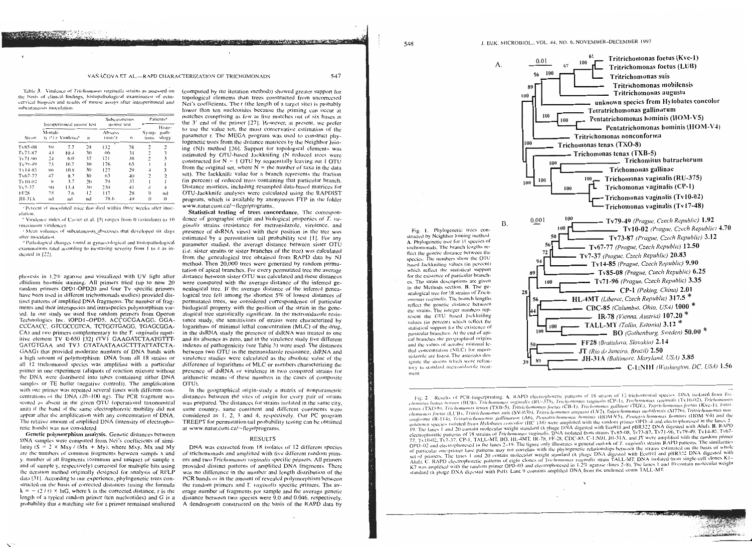Table 3. Virulence of *Trichomonas vaginalis* strains as assessed on the basis of clinical findings, histopathological examination of ectocervical biopsies and results of mouse assays after intraperitoneal and subcutaneous inoculation.

| Strain | Intraperitoneal mouse test | | | Subcutaneous mouse test | | Patients[d] | |
|---|---|---|---|---|---|---|---|
| | Mortality (%)[a] | Virulence[b] | n | Abscess (mm³)[c] | n | Symptoms | Histopathology |
| Tv85-08 | 50 | 7.7 | 20 | 132 | 38 | 2 | 2 |
| Tv73-87 | 43 | 10.4 | 30 | 66 | 31 | 2 | 2 |
| Tv71-96 | 24 | 6.0 | 37 | 121 | 38 | 2 | 3 |
| Tv79-49 | 73 | 10.7 | 30 | 176 | 65 | 1 | 1 |
| Tv14-85 | 86 | 10.8 | 30 | 127 | 29 | 4 | 3 |
| Tv67-77 | 47 | 8.7 | 30 | 63 | 40 | 2 | 2 |
| Tv10-02 | 9 | 3.7 | 20 | 79 | 37 | 1 | 1 |
| Tv7-37 | 90 | 13.4 | 30 | 230 | 41 | 4 | 4 |
| FF28 | 75 | 7.6 | 12 | 117 | 28 | 0 | nd |
| JH-31A | nd | nd | nd | 78.6 | 49 | 0 | 0 |

[a] Percent of inoculated mice that died within three weeks after inoculation.

[b] Virulence index of Cavier et al. [5] ranges from 0 (avirulent) to 16 (maximum virulence).

[c] Mean volumes of subcutaneous abscesses that developed six days after inoculation.

[d] Pathological changes found at gynaecological and histopathological examinations rated according to increasing severity from 1 to 4 as indicated in [22].

phoresis in 1.2% agarose and visualized with UV light after ethidium bromide staining. All primers tried (up to now 20 random primers OPD1-OPD20 and four Tv specific primers have been used in different trichomonads studies) provided distinct patterns of amplified DNA fragments. The number of fragments and their interspecies and intraspecies polymorphism varied. In our study we used five random primers from Operon Technologies Inc. (OPD1–OPD5, ACCGCGAAGG, GGACCCAACC, GTCGCCGTCA, TCTGGTGAGG, TGAGCGGACA) and two primers complementary to the *T. vaginalis* repetitive element TV E-650 [32] (TV1 GAAGATCTAATGTTTGATGTGAA and TV3 GTATAATAAGCTTTATTATCTAGAAG) that provided moderate numbers of DNA bands with a high amount of polymorphism. DNA from all 18 strains or all 12 trichomonad species was amplified with a particular primer in one experiment (aliquots of reaction mixture without the DNA were distributed into tubes containing either DNA samples or TE buffer (negative control)). The amplification with one primer was repeated several times with different concentrations of the DNA (20–100 ng). The PCR fragment was scored as absent in the given OTU (operational taxonomical unit) if the band of the same electrophoretic mobility did not appear after the amplification with any concentration of DNA. The relative amount of amplified DNA (intensity of electrophoretic bands) was not considered.

**Genetic polymorphism analysis.** Genetic distances between DNA samples were computed from Nei's coefficients of similarity ($S = 2 \times Mxy / (Mx + My)$, where Mxy, Mx and My are the numbers of common fragments between sample x and y, number of all fragments (common and unique) of sample x and of sample y, respectively) corrected for multiple hits using the iteration method originally designed for analysis of RFLP data [31]. According to our experience, phylogenetic trees constructed on the basis of corrected distances (using the formula $k = -(2/r) \times \ln G$, where k is the corrected distance, r is the length of a typical random primer (ten nucleotides) and G is a probability that a matching site for a primer remained unaltered (computed by the iteration method)) showed greater support for topological elements than trees constructed from uncorrected Nei's coefficients. The r (the length of a target site) is probably lower than ten nucleotides because the priming can occur at matches comprising as few as five matches out of six bases at the 3' end of the primer [27]. However, at present, we prefer to use the value ten, the most conservative estimation of the parameter r. The MEGA program was used to construct phylogenetic trees from the distance matrices by the Neighbor Joining (NJ) method [26]. Support for topological elements was estimated by OTU-based Jackknifing (N reduced trees were constructed for N − 1 OTU by sequentially leaving out 1 OTU from the original set, where N = the number of taxa in the data set). The Jackknife value for a branch represents the fraction (in percent) of reduced trees containing that particular branch. Distance matrices, including resampled data-based matrices for OTU-Jackknife analyses were calculated using the RAPDIST program, which is available by anonymous FTP in the folder www.natur.cuni.cz/~flegr/programs.

**Statistical testing of trees concordance.** The correspondence of geographic origin and biological properties of *T. vaginalis* strains (resistance for metronidazole, virulence, and presence of dsRNA virus) with their position in the tree was estimated by a permutation tail probability test [1]. For any parameter studied, the average distance between sister OTU (i.e. sister strains or sister branches of the tree) was calculated from the genealogical tree obtained from RAPD data by NJ method. Then 20,000 trees were generated by random permutation of apical branches. For every permutated tree the average distance between sister OTU was calculated and these distances were compared with the average distance of the inferred genealogical tree. If the average distance of the inferred genealogical tree fell among the shortest 5% of lowest distances of permutated trees, we considered correspondence of particular biological property with the position of the strain in the genealogical tree statistically significant. In the metronidazole resistance study, the sensitivities of strains were characterized by logarithms of minimal lethal concentration (MLC) of the drug, in the dsRNA study the presence of dsRNA was treated as one and its absence as zero, and in the virulence study five different indexes of pathogenicity (see Table 3) were used. The distances between two OTU in the metronidazole resistance, dsRNA and virulence studies were calculated as the absolute value of the difference of logarithms of MLC or numbers characterizing the presence of dsRNA or virulence in two compared strains (or arithmetic means of these numbers in the cases of composite OTU).

In the geographical origin-study a matrix of nonparametric distances between the sites of origin for every pair of strains was prepared. The distances for strains isolated in the same city, same country, same continent and different continents were considered as 1, 2, 3 and 4, respectively. Our PC program TREEPT for permutation tail probability testing can be obtained at www.natur.cuni.cz/~flegr/programs.

## RESULTS

DNA was extracted from 18 isolates of 12 different species of trichomonads and amplified with five different random primers and two *Trichomonas vaginalis*-specific primers. All primers provided distinct patterns of amplified DNA fragments. There was no difference in the number and length distribution of the PCR bands or in the amount of revealed polymorphism between the random primers and *T. vaginalis* specific primers. The average number of fragments per sample and the average genetic distance between two species were 9.0 and 0.046, respectively. A dendrogram constructed on the basis of the RAPD data by

Fig. 1. Phylogenetic trees constructed by Neighbor Joining method. A. Phylogenetic tree for 11 species of trichomonads. The branch lengths reflect the genetic distance between the species. The numbers show the OTU based Jackknifing values (in percent) which reflect the statistical support for the existence of particular branches. The strain descriptions are given in the Methods section. B. The genealogical tree for 18 strains of *Trichomonas vaginalis*. The branch lengths reflect the genetic distance between the strains. The integer numbers represent the OTU based Jackknifing values (in percent) which reflect the statistical support for the existence of particular branches. At the end of apical branches the geographical origins and the values of aerobic minimal lethal concentration (MLC) for metronidazole are listed. The asterisks designate the strains which were refractory to standard metronidazole treatment.

Fig. 2. Results of PCR-fingerprinting. A. RAPD electrophoretic patterns of 18 strains of 12 trichomonad species. DNA isolated from *Trichomitus batrachorum* (BUB), *Trichomonas vaginalis* (RU-375), *Trichomonas vaginalis* (CP-1), *Trichomonas vaginalis* (Tv10-02), *Trichomonas tenax* (TXO-8), *Trichomonas tenax* (TXB-5), *Tritrichomonas foetus* (CB-1), *Trichomonas gallinae* (TGK), *Tritrichomonas foetus* (Kvc-1), *Tritrichomonas foetus* (LUB), *Tritrichomonas suis* (SVP-3b), *Tritrichomonas augusta* (LV2), *Tritrichomonas mobilensis* (M776), *Tritrichomonas nonconforma* (R-114), *Tetratrichomonas gallinarum* (A6), *Pentatrichomonas hominis* (HOM-V5), *Pentatrichomonas hominis* (HOM-V4) and the unknown species isolated from *Hylobates concolor* (HC 138) were amplified with the random primer OPD-4 and electrophoresed in the lanes 2–19. The lanes 1 and 20 contain molecular weight standard (λ phage DNA digested with Eco91I and pBR322 DNA digested with AluI). B. RAPD electrophoretic patterns of 18 strains of *Trichomonas vaginalis*. DNA isolated from strains Tv85-08, Tv73-87, Tv71-96, Tv79-49, Tv14-85, Tv67-77, Tv10-02, Tv7-37, CP-1, TALL-MT, BO, HL-4MT, IR-78, FF-28, CDC-85, C-1:NIH, JH-31A, and JT were amplified with the random primer OPD-02 and electrophoresed in the lanes 2–19. The figure only illustrates a general outlook of *T. vaginalis* strains RAPD patterns. The similarities of particular one-primer lane patterns may not correlate with the phylogenetic relationships between the strains estimated on the basis of whole set of primers. The lanes 1 and 20 contain molecular weight standard (λ phage DNA digested with Eco91I and pBR322 DNA digested with AluI). C. RAPD electrophoretic patterns of eight clones of *Trichomonas vaginalis* strain TALL-MT. DNA isolated from single-cell clones K1–K7 was amplified with the random primer OPD-03 and electrophoresed in 1.2% agarose (lines 2–8). The lanes 1 and 10 contain molecular weight standard (λ phage DNA digested with PstI). Lane 9 contains amplified DNA from the uncloned strain TALL-MT.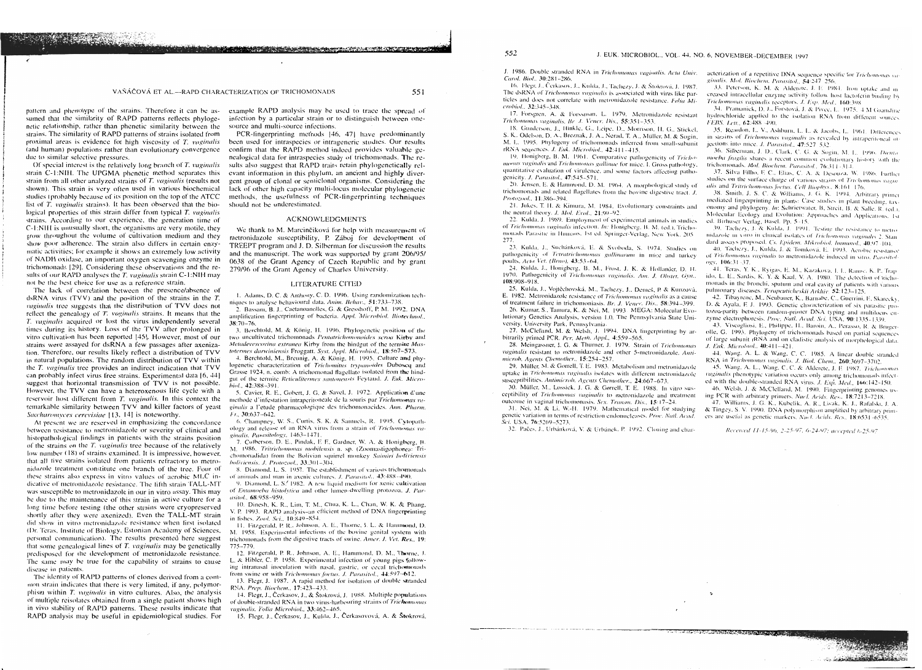pattern and phenotype of the strains. Therefore it can be assumed that the similarity of RAPD patterns reflects phylogenetic relationship, rather than phenetic similarity between the strains. The similarity of RAPD patterns of strains isolated from proximal areas is evidence for high viscosity of *T. vaginalis* (and human) populations rather than evolutionary convergence due to similar selective pressures.

Of special interest is the relatively long branch of *T. vaginalis* strain C-1:NIH. The UPGMA phenetic method separates this strain from all other analyzed strains of *T. vaginalis* (results not shown). This strain is very often used in various biochemical studies (probably because of its position on the top of the ATCC list of *T. vaginalis* strains). It has been observed that the biological properties of this strain differ from typical *T. vaginalis* strains. According to our experience, the generation time of C-1:NIH is unusually short, the organisms are very motile, they grow throughout the volume of cultivation medium and they show poor adherence. The strain also differs in certain enzymatic activities; for example it shows an extremely low activity of NADH oxidase, an important oxygen scavenging enzyme in trichomonads [29]. Considering these observations and the results of our RAPD analyses the *T. vaginalis* strain C-1:NIH may not be the best choice for use as a reference strain.

The lack of correlation between the presence/absence of dsRNA virus (TVV) and the position of the strains in the *T. vaginalis* tree suggests that the distribution of TVV does not reflect the genealogy of *T. vaginalis* strains. It means that the *T. vaginalis* acquired or lost the virus independently several times during its history. Loss of the TVV after prolonged in vitro cultivation has been reported [45]. However, most of our strains were assayed for dsRNA a few passages after axenization. Therefore, our results likely reflect a distribution of TVV in natural populations. The random distribution of TVV within the *T. vaginalis* tree provides an indirect indication that TVV can probably infect virus free strains. Experimental data [6, 44] suggest that horizontal transmission of TVV is not possible. However, the TVV can have a heteroxenous life cycle with a reservoir host different from *T. vaginalis*. In this context the remarkable similarity between TVV and killer factors of yeast *Saccharomyces cerevisiae* [13, 14] is noteworthy.

At present we are reserved in emphasizing the concordance between resistance to metronidazole or severity of clinical and histopathological findings in patients with the strains position of the strains on the *T. vaginalis* tree because of the relatively low number (18) of strains examined. It is impressive, however, that all five strains isolated from patients refractory to metronidazole treatment constitute one branch of the tree. Four of these strains also express in vitro values of aerobic MLC indicative of metronidazole resistance. The fifth strain TALL-MT was susceptible to metronidazole in our in vitro assay. This may be due to the maintenance of this strain in active culture for a long time before testing (the other strains were cryopreserved shortly after they were axenized). Even the TALL-MT strain did show in vitro metronidazole resistance when first isolated (Dr. Teras, Institute of Biology, Estonian Academy of Sciences, personal communication). The results presented here suggest that some genealogical lines of *T. vaginalis* may be genetically predisposed for the development of metronidazole resistance. The same may be true for the capability of strains to cause disease in patients.

The identity of RAPD patterns of clones derived from a common strain indicates that there is very limited, if any, polymorphism within *T. vaginalis* in vitro cultures. Also, the analysis of multiple reisolates obtained from a single patient shows high in vivo stability of RAPD patterns. These results indicate that RAPD analysis may be useful in epidemiological studies. For example RAPD analysis may be used to trace the spread of infection by a particular strain or to distinguish between one-source and multi-source infections.

PCR-fingerprinting methods [46, 47] have predominantly been used for intraspecies or intrageneric studies. Our results confirm that the RAPD method indeed provides valuable genealogical data for intraspecies study of trichomonads. The results also suggest that RAPD traits retain phylogenetically relevant information in this phylum, an ancient and highly divergent group of clonal or semiclonal organisms. Considering the lack of other high capacity multi-locus molecular phylogenetic methods, the usefulness of PCR-fingerprinting techniques should not be underestimated.

## ACKNOWLEDGMENTS

We thank to M. Marcinčiková for help with measurement of metronidazole susceptibility, P. Záboj for development of TREEPT program and J. D. Silberman for discussion the results and the manuscript. The work was supported by grant 206/95/0638 of the Grant Agency of Czech Republic and by grant 279/96 of the Grant Agency of Charles University.

## LITERATURE CITED

1. Adams, D. C. & Anthony, C. D. 1996. Using randomization techniques to analyse behavioural data. *Anim. Behav.*, **51**:733–738.
2. Bassam, B. J., Caetano-Anollés, G. & Gresshoff, P. M. 1992. DNA amplification fingerprinting of bacteria. *Appl. Microbiol. Biotechnol.*, **38**:70–76.
3. Berchtold, M. & König, H. 1996. Phylogenetic position of the two uncultivated trichomonads *Pentatrichomonoides scroa* Kirby and *Metadevescovina extranea* Kirby from the hindgut of the termite *Mastotermes darwiniensis* Froggatt. *Syst. Appl. Microbiol.*, **18**:567–573.
4. Berchtold, M., Breunig, A. & König, H. 1995. Culture and phylogenetic characterization of *Trichomitus trypanoides* Duboscq and Grasse 1924, n. comb: A trichomonad flagellate isolated from the hindgut of the termite *Reticulitermes santonensis* Feytaud. *J. Euk. Microbiol.*, **42**:388–391.
5. Cavier, R. E., Gobert, J. G. & Savel, J. 1972. Application d'une methode d'infestation intraperitoneale de la souris par *Trichomonas vaginalis* a l'etude pharmacologique des trichomonacides. *Ann. Pharm. Fr.*, **30**:637–642.
6. Champney, W. S., Curtis, S. K. & Samuels, R. 1995. Cytopathology and release of an RNA virus from a strain of *Trichomonas vaginalis*. *Parasitology*, 1463–1471.
7. Culberson, D. E., Pindak, F. F., Gardner, W. A. & Honigberg, B. M. 1986. *Tritrichomonas mobilensis* n. sp. (Zoomastigophorea: Trichomonadida) from the Bolivian squirrel monkey *Saimiri boliviensis boliviensis*. *J. Protozool.*, **33**:301–304.
8. Diamond, L. S. 1957. The establishment of various trichomonads of animals and man in axenic cultures. *J. Parasitol.*, **43**:488–490.
9. Diamond, L. S. 1982. A new liquid medium for xenic cultivation of *Entamoeba histolytica* and other lumen-dwelling protozoa. *J. Parasitol.*, **68**:958–959.
10. Dinesh, K. R., Lim, T. M., Chua, K. L., Chan, W. K. & Phang, V. P. 1993. RAPD analysis–an efficient method of DNA fingerprinting in fishes. *Zool. Sci.*, **10**:849–854.
11. Fitzgerald, P. R., Johnson, A. E., Thorne, J. L. & Hammond, D. M. 1958. Experimental infections of the bovine genital system with trichomonads from the digestive tracts of swine. *Amer. J. Vet. Res.*, **19**:775–779.
12. Fitzgerald, P. R., Johnson, A. E., Hammond, D. M., Thorne, J. L. & Hibler, C. P. 1958. Experimental infection of young pigs following intranasal inoculation with nasal, gastric, or cecal trichomonads from swine or with *Trichomonas foetus*. *J. Parasitol.*, **44**:597–612.
13. Flegr, J. 1987. A rapid method for isolation of double stranded RNA. *Prep. Biochem.*, **17**:423–433.
14. Flegr, J., Čerkasov, J., & Štokrová, J. 1988. Multiple populations of double-stranded RNA in two virus-harbouring strains of *Trichomonas vaginalis*. *Folia Microbiol.*, **33**:462–465.
15. Flegr, J., Čerkasov, J., Kulda, J., Čerkasovová, A. & Štokrová, J. 1986. Double stranded RNA in *Trichomonas vaginalis*. *Acta Univ. Carol. Biol.*, **30**:281–286.
16. Flegr, J., Čerkasov, J., Kulda, J., Tachezy, J. & Štokrová, J. 1987. The dsRNA of *Trichomonas vaginalis* is associated with virus like particles and does not correlate with metronidazole resistance. *Folia Microbiol.*, **32**:345–348.
17. Forsgren, A. & Forssman, L. 1979. Metronidazole resistant *Trichomonas vaginalis*. *Br. J. Vener. Dis.*, **55**:351–353.
18. Gunderson, J., Hinkle, G., Leipe, D., Morrison, H. G., Stickel, S. K., Odelson, D. A., Breznak, J. A., Nerad, T. A., Müller, M. & Sogin, M. L. 1995. Phylogeny of trichomonads inferred from small-subunit rRNA sequences. *J. Euk. Microbiol.*, **42**:411–415.
19. Honigberg, B. M. 1961. Comparative pathogenicity of *Trichomonas vaginalis* and *Trichomonas gallinae* for mice. I. Gross pathology, quantitative evaluation of virulence, and some factors affecting pathogenicity. *J. Parasitol.*, **47**:545–571.
20. Jensen, E. & Hammond, D. M. 1964. A morphological study of trichomonads and related flagellates from the bovine digestive tract. *J. Protozool.*, **11**:386–394.
21. Jukes, T. H. & Kimura, M. 1984. Evolutionary constraints and the neutral theory. *J. Mol. Evol.*, **21**:90–92.
22. Kulda, J. 1989. Employment of experimental animals in studies of *Trichomonas vaginalis* infection. *In*: Honigberg, B. M. (ed.), Trichomonads Parasitic in Humans. 1st ed. Springer-Verlag, New York. 205–277.
23. Kulda, J., Suchánková, E. & Svoboda, S. 1974. Studies on pathogenicity of *Tetratrichomonas gallinarum* in mice and turkey poults. *Acta Vet. (Brno)*, **43**:53–64.
24. Kulda, J., Honigberg, B. M., Frost, J. K. & Hollander, D. H. 1970. Pathogenicity of *Trichomonas vaginalis*. *Am. J. Obstet. Gyn.*, **108**:908–918.
25. Kulda, J., Vojtěchovská, M., Tachezy, J., Demeš, P. & Kunzová, E. 1982. Metronidazole resistance of *Trichomonas vaginalis* as a cause of treatment failure in trichomoniasis. *Br. J. Vener. Dis.*, **58**:394–399.
26. Kumar, S., Tamura, K. & Nei, M. 1993. MEGA: Molecular Evolutionary Genetics Analysis, version 1.0. The Pennsylvania State University, University Park, Pennsylvania.
27. McClelland, M. & Welsh, J. 1994. DNA fingerprinting by arbitrarily primed PCR. *Pcr. Meth. Appl.*, **4**:559–565.
28. Meingassner, J. G. & Thurner, J. 1979. Strain of *Trichomonas vaginalis* resistant to metronidazole and other 5-nitroimidazole. *Antimicrob. Agents Chemother.*, **15**:254–257.
29. Müller, M. & Gorrell, T. E. 1983. Metabolism and metronidazole uptake in *Trichomonas vaginalis* isolates with different metronidazole susceptibilities. *Antimicrob. Agents Chemother.*, **24**:667–673.
30. Müller, M., Lossick, J. G. & Gorrell, T. E. 1988. In vitro susceptibility of *Trichomonas vaginalis* to metronidazole and treatment outcome in vaginal trichomoniasis. *Sex. Transm. Dis.*, **15**:17–24.
31. Nei, M. & Li, W.-H. 1979. Mathematical model for studying genetic variation in terms of restriction endonucleases. *Proc. Natl. Acad. Sci. USA*, **76**:5269–5273.
32. Pačes, J., Urbánková, V. & Urbánek, P. 1992. Cloning and characterization of a repetitive DNA sequence specific for *Trichomonas vaginalis*. *Mol. Biochem. Parasitol.*, **54**:247–256.
33. Peterson, K. M. & Alderete, J. F. 1984. Iron uptake and increased intracellular enzyme activity follow host lactoferrin binding by *Trichomonas vaginalis* receptors. *J. Exp. Med.*, **160**:398.
34. Pramanick, D. J., Forstová, J. & Pivec, L. 1975. 4 M Guanidine hydrochloride applied to the isolation RNA from different sources. *FEBS Lett.*, **62**:488–490.
35. Reardon, L. V., Ashburn, L. L. & Jacobs, L. 1961. Differences in strains of *Trichomonas vaginalis* as revealed by intraperitoneal injections into mice. *J. Parasitol.*, **47**:527–532.
36. Silberman, J. D., Clark, C. G. & Sogin, M. L. 1996. *Dientamoeba fragilis* shares a recent common evolutionary history with the trichomonads. *Mol. Biochem. Parasitol.*, **76**:311–314.
37. Silva Filho, F. C., Elias, C. A. & Desouza, W. 1986. Further studies on the surface charge of various strains of *Trichomonas vaginalis* and *Tritrichomonas foetus*. *Cell Biophys.*, **8**:161–176.
38. Smith, J. S. C. & Williams, J. G. K. 1994. Arbitrary primer mediated fingerprinting in plants: Case studies in plant breeding, taxonomy and phylogeny. *In*: Schrierwater, B, Streit, B. & Salle, R. (ed.), Molecular Ecology and Evolution: Approaches and Applications. 1st ed. Birhuser Verlag, Basel. Pp. 5–15.
39. Tachezy, J. & Kulda, J. 1991. Testing the resistance to metronidazole in vitro in clinical isolates of *Trichomonas vaginalis* 2. Standard assays proposed. *Cs. Epidem. Mikrobiol. Imunol.*, **40**:97–104.
40. Tachezy, J., Kulda, J. & Tomková, E. 1993. Aerobic resistance of *Trichomonas vaginalis* to metronidazole induced in vitro. *Parasitology*, **106**:31–37.
41. Teras, Y. K., Rygas, E. M., Kazakova, I. I., Ramus, K. P., Trapido, L. E., Sardis, K. Y. & Kaal, V. A. 1980. The detection of trichomonads in the bronchi, sputum and oral cavity of patients with various pulmonary diseases. *Terapevticheskii Arkhiv*. **52**:123–125.
42. Tibayrenc, M., Neubauer, K., Barnabe, C., Guerrini, F., Skarecky, D. & Ayala, F. J. 1993. Genetic characterization of six parasitic protozoa-parity between random-primer DNA typing and multilocus enzyme electrophoresis. *Proc. Natl. Acad. Sci. USA*, **90**:1335–1339.
43. Viscogliosi, E., Philippe, H., Baroin, A., Perasso, R. & Brugerolle, G. 1993. Phylogeny of trichomonads based on partial sequences of large subunit rRNA and on cladistic analysis of morphological data. *J. Euk. Microbiol.*, **40**:411–421.
44. Wang, A. L. & Wang, C. C. 1985. A linear double stranded RNA in *Trichomonas vaginalis*. *J. Biol. Chem.*, **260**:3697–3702.
45. Wang, A. L., Wang, C. C. & Alderete, J. F. 1987. *Trichomonas vaginalis* phenotypic variation occurs only among trichomonads infected with the double-stranded RNA virus. *J. Exp. Med.*, **166**:142–150.
46. Welsh, J. & McClelland, M. 1990. Fingerprinting genomes using PCR with arbitrary primers. *Nucl. Acids. Res.*, **18**:7213–7218.
47. Williams, J. G. K., Kubelik, A. R., Livak, K. J., Rafalski, J. A. & Tingey, S. V. 1990. DNA polymorphism amplified by arbitrary primers are useful as genetic markers. *Nucl. Acids. Res.*, **18**:6531–6535.

*Received 11-15-96, 2-25-97, 6-24-97; accepted 6-25-97*